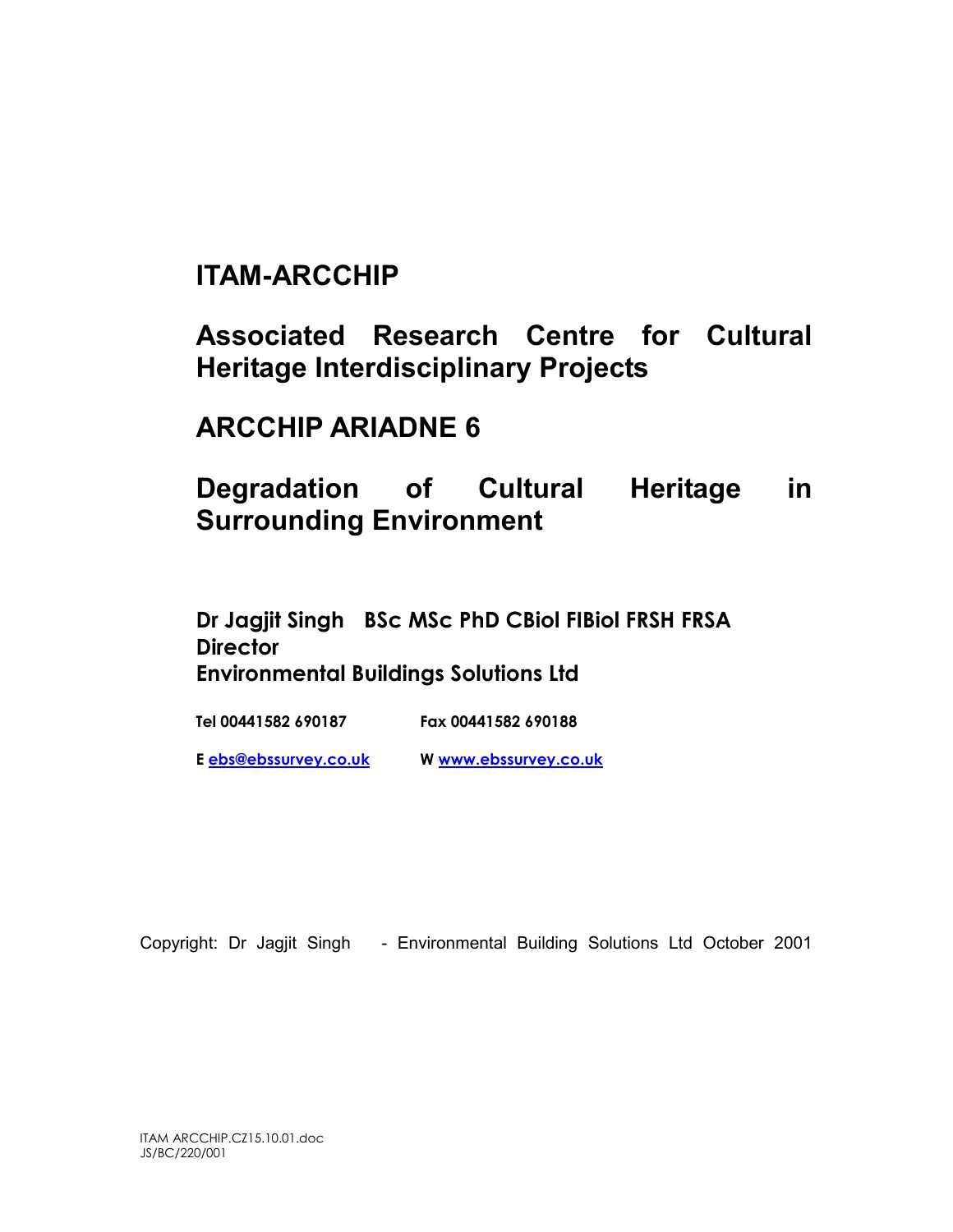# ITAM-ARCCHIP

# Associated Research Centre for Cultural Heritage Interdisciplinary Projects

# ARCCHIP ARIADNE 6

# Degradation of Cultural Heritage in Surrounding Environment

**Dr Jagjit Singh BSc MSc PhD CBiol FIBiol FRSH FRSA**
**Director**
**Environmental Buildings Solutions Ltd**

**Tel 00441582 690187** **Fax 00441582 690188**

**E ebs@ebssurvey.co.uk** **W www.ebssurvey.co.uk**

Copyright: Dr Jagjit Singh - Environmental Building Solutions Ltd October 2001

ITAM ARCCHIP.CZ15.10.01.doc
JS/BC/220/001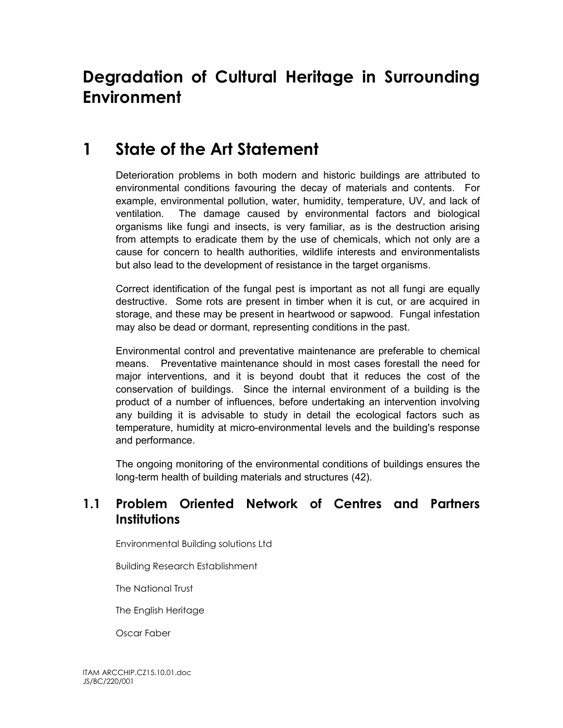# Degradation of Cultural Heritage in Surrounding Environment

# 1 State of the Art Statement

Deterioration problems in both modern and historic buildings are attributed to environmental conditions favouring the decay of materials and contents. For example, environmental pollution, water, humidity, temperature, UV, and lack of ventilation. The damage caused by environmental factors and biological organisms like fungi and insects, is very familiar, as is the destruction arising from attempts to eradicate them by the use of chemicals, which not only are a cause for concern to health authorities, wildlife interests and environmentalists but also lead to the development of resistance in the target organisms.

Correct identification of the fungal pest is important as not all fungi are equally destructive. Some rots are present in timber when it is cut, or are acquired in storage, and these may be present in heartwood or sapwood. Fungal infestation may also be dead or dormant, representing conditions in the past.

Environmental control and preventative maintenance are preferable to chemical means. Preventative maintenance should in most cases forestall the need for major interventions, and it is beyond doubt that it reduces the cost of the conservation of buildings. Since the internal environment of a building is the product of a number of influences, before undertaking an intervention involving any building it is advisable to study in detail the ecological factors such as temperature, humidity at micro-environmental levels and the building's response and performance.

The ongoing monitoring of the environmental conditions of buildings ensures the long-term health of building materials and structures (42).

## 1.1 Problem Oriented Network of Centres and Partners Institutions

Environmental Building solutions Ltd

Building Research Establishment

The National Trust

The English Heritage

Oscar Faber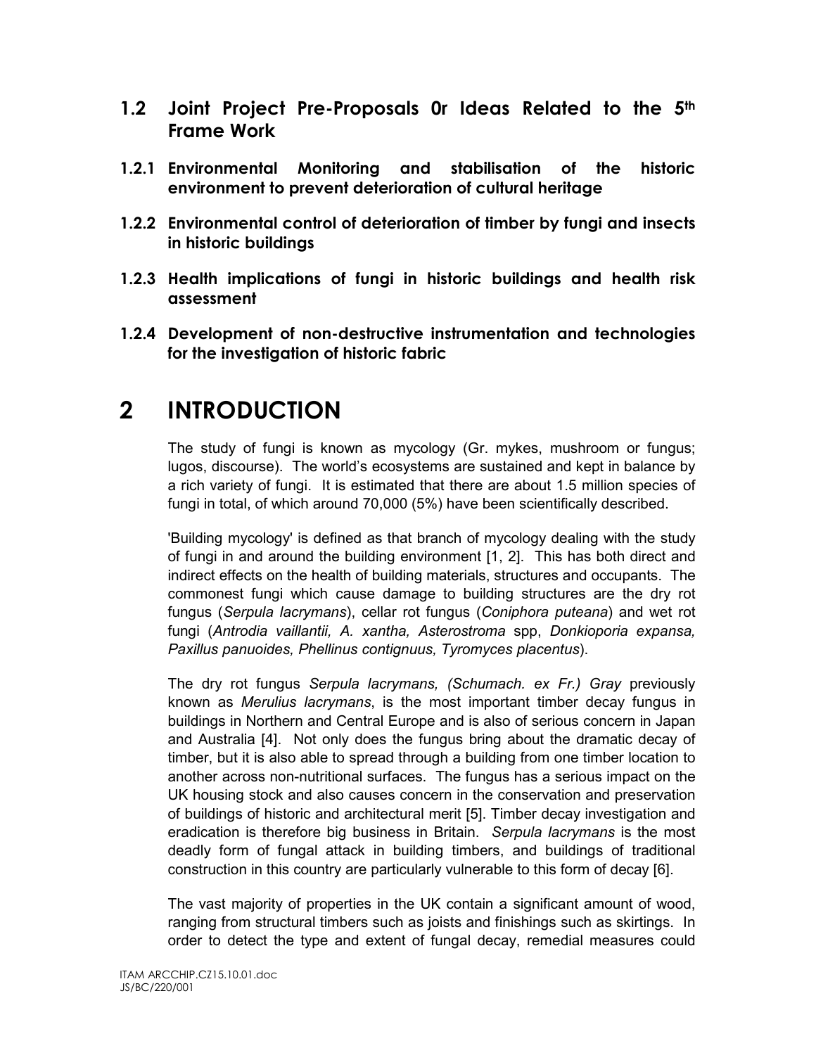## 1.2 Joint Project Pre-Proposals 0r Ideas Related to the 5th Frame Work

### 1.2.1 Environmental Monitoring and stabilisation of the historic environment to prevent deterioration of cultural heritage

### 1.2.2 Environmental control of deterioration of timber by fungi and insects in historic buildings

### 1.2.3 Health implications of fungi in historic buildings and health risk assessment

### 1.2.4 Development of non-destructive instrumentation and technologies for the investigation of historic fabric

# 2 INTRODUCTION

The study of fungi is known as mycology (Gr. mykes, mushroom or fungus; lugos, discourse). The world's ecosystems are sustained and kept in balance by a rich variety of fungi. It is estimated that there are about 1.5 million species of fungi in total, of which around 70,000 (5%) have been scientifically described.

'Building mycology' is defined as that branch of mycology dealing with the study of fungi in and around the building environment [1, 2]. This has both direct and indirect effects on the health of building materials, structures and occupants. The commonest fungi which cause damage to building structures are the dry rot fungus (*Serpula lacrymans*), cellar rot fungus (*Coniphora puteana*) and wet rot fungi (*Antrodia vaillantii, A. xantha, Asterostroma* spp, *Donkioporia expansa, Paxillus panuoides, Phellinus contignuus, Tyromyces placentus*).

The dry rot fungus *Serpula lacrymans, (Schumach. ex Fr.) Gray* previously known as *Merulius lacrymans*, is the most important timber decay fungus in buildings in Northern and Central Europe and is also of serious concern in Japan and Australia [4]. Not only does the fungus bring about the dramatic decay of timber, but it is also able to spread through a building from one timber location to another across non-nutritional surfaces. The fungus has a serious impact on the UK housing stock and also causes concern in the conservation and preservation of buildings of historic and architectural merit [5]. Timber decay investigation and eradication is therefore big business in Britain. *Serpula lacrymans* is the most deadly form of fungal attack in building timbers, and buildings of traditional construction in this country are particularly vulnerable to this form of decay [6].

The vast majority of properties in the UK contain a significant amount of wood, ranging from structural timbers such as joists and finishings such as skirtings. In order to detect the type and extent of fungal decay, remedial measures could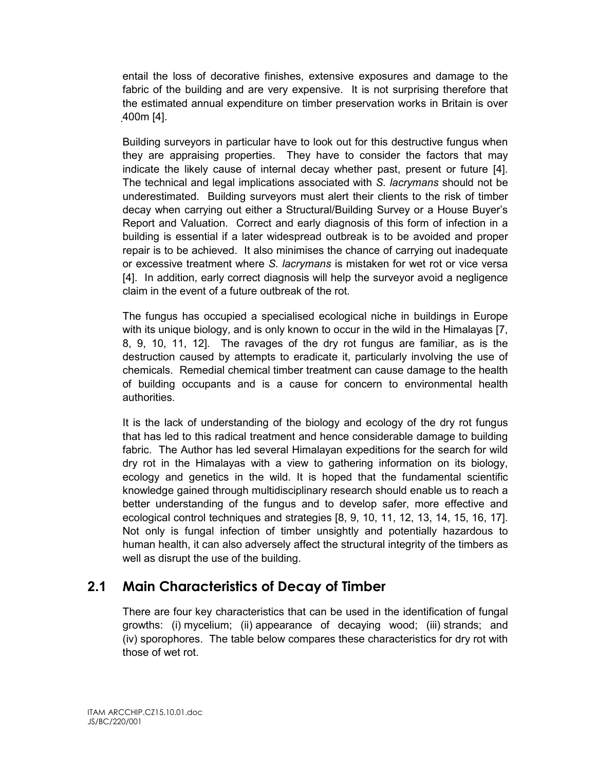entail the loss of decorative finishes, extensive exposures and damage to the fabric of the building and are very expensive. It is not surprising therefore that the estimated annual expenditure on timber preservation works in Britain is over 400m [4].

Building surveyors in particular have to look out for this destructive fungus when they are appraising properties. They have to consider the factors that may indicate the likely cause of internal decay whether past, present or future [4]. The technical and legal implications associated with *S. lacrymans* should not be underestimated. Building surveyors must alert their clients to the risk of timber decay when carrying out either a Structural/Building Survey or a House Buyer's Report and Valuation. Correct and early diagnosis of this form of infection in a building is essential if a later widespread outbreak is to be avoided and proper repair is to be achieved. It also minimises the chance of carrying out inadequate or excessive treatment where *S. lacrymans* is mistaken for wet rot or vice versa [4]. In addition, early correct diagnosis will help the surveyor avoid a negligence claim in the event of a future outbreak of the rot.

The fungus has occupied a specialised ecological niche in buildings in Europe with its unique biology, and is only known to occur in the wild in the Himalayas [7, 8, 9, 10, 11, 12]. The ravages of the dry rot fungus are familiar, as is the destruction caused by attempts to eradicate it, particularly involving the use of chemicals. Remedial chemical timber treatment can cause damage to the health of building occupants and is a cause for concern to environmental health authorities.

It is the lack of understanding of the biology and ecology of the dry rot fungus that has led to this radical treatment and hence considerable damage to building fabric. The Author has led several Himalayan expeditions for the search for wild dry rot in the Himalayas with a view to gathering information on its biology, ecology and genetics in the wild. It is hoped that the fundamental scientific knowledge gained through multidisciplinary research should enable us to reach a better understanding of the fungus and to develop safer, more effective and ecological control techniques and strategies [8, 9, 10, 11, 12, 13, 14, 15, 16, 17]. Not only is fungal infection of timber unsightly and potentially hazardous to human health, it can also adversely affect the structural integrity of the timbers as well as disrupt the use of the building.

## 2.1 Main Characteristics of Decay of Timber

There are four key characteristics that can be used in the identification of fungal growths: (i) mycelium; (ii) appearance of decaying wood; (iii) strands; and (iv) sporophores. The table below compares these characteristics for dry rot with those of wet rot.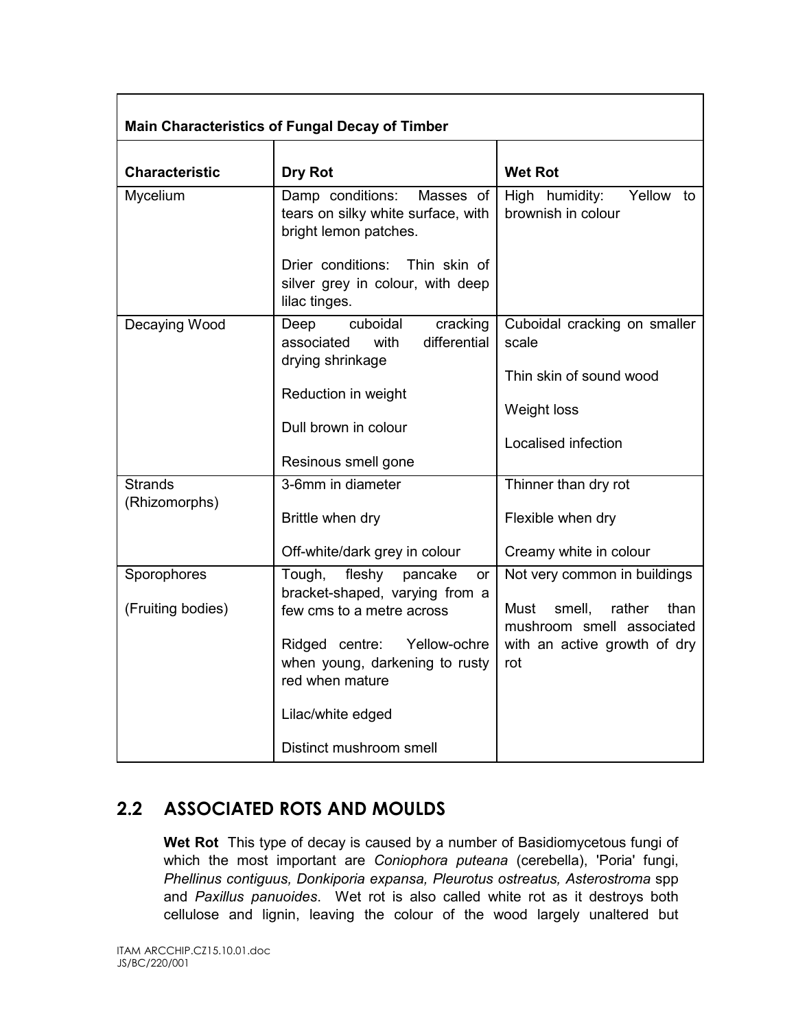| Main Characteristics of Fungal Decay of Timber | | |
|---|---|---|
| **Characteristic** | **Dry Rot** | **Wet Rot** |
| Mycelium | Damp conditions: Masses of tears on silky white surface, with bright lemon patches.<br><br>Drier conditions: Thin skin of silver grey in colour, with deep lilac tinges. | High humidity: Yellow to brownish in colour |
| Decaying Wood | Deep cuboidal cracking associated with differential drying shrinkage<br><br>Reduction in weight<br><br>Dull brown in colour<br><br>Resinous smell gone | Cuboidal cracking on smaller scale<br><br>Thin skin of sound wood<br><br>Weight loss<br><br>Localised infection |
| Strands (Rhizomorphs) | 3-6mm in diameter<br><br>Brittle when dry<br><br>Off-white/dark grey in colour | Thinner than dry rot<br><br>Flexible when dry<br><br>Creamy white in colour |
| Sporophores<br><br>(Fruiting bodies) | Tough, fleshy pancake or bracket-shaped, varying from a few cms to a metre across<br><br>Ridged centre: Yellow-ochre when young, darkening to rusty red when mature<br><br>Lilac/white edged<br><br>Distinct mushroom smell | Not very common in buildings<br><br>Must smell, rather than mushroom smell associated with an active growth of dry rot |

## 2.2 ASSOCIATED ROTS AND MOULDS

**Wet Rot** This type of decay is caused by a number of Basidiomycetous fungi of which the most important are *Coniophora puteana* (cerebella), 'Poria' fungi, *Phellinus contiguus, Donkiporia expansa, Pleurotus ostreatus, Asterostroma* spp and *Paxillus panuoides*. Wet rot is also called white rot as it destroys both cellulose and lignin, leaving the colour of the wood largely unaltered but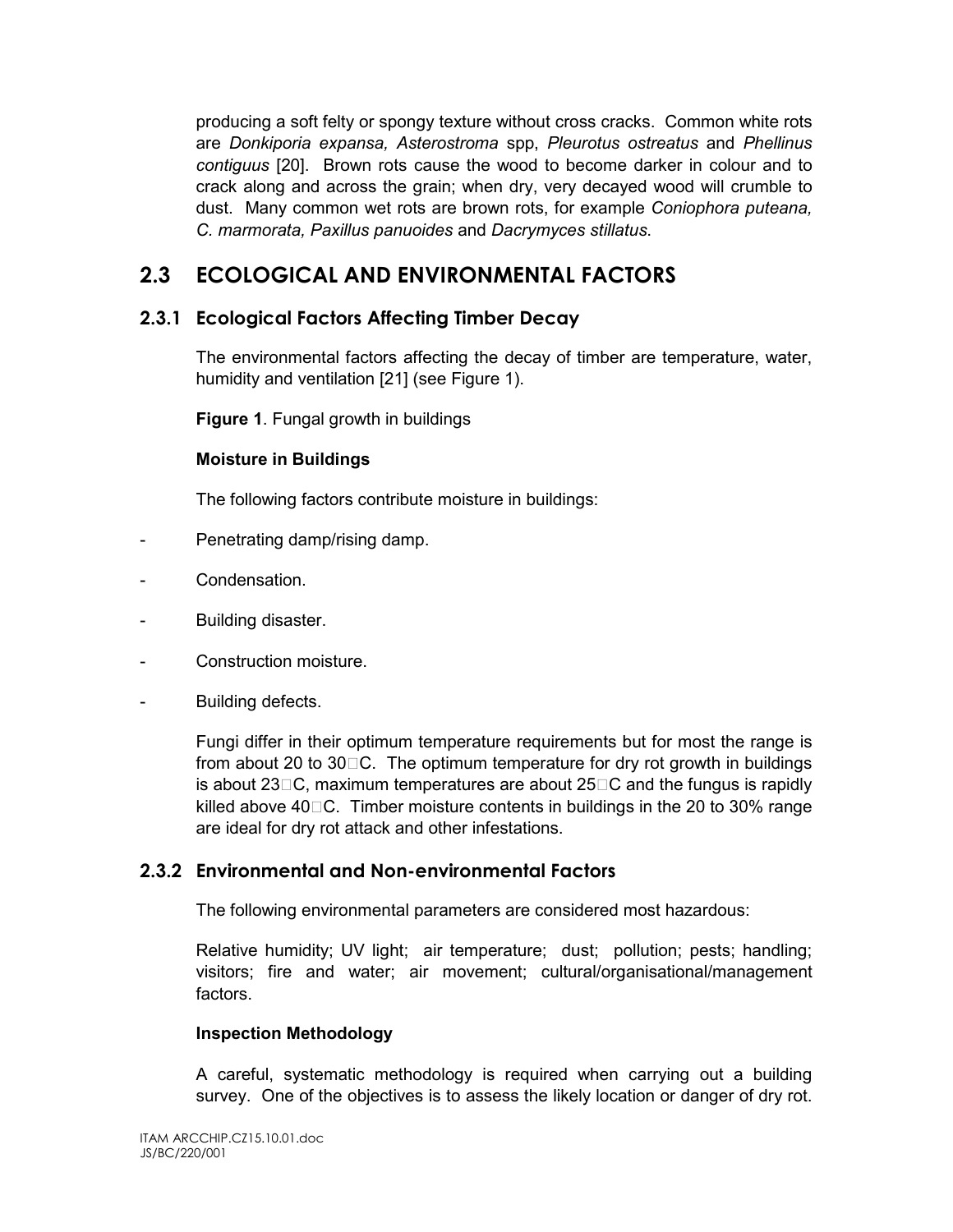producing a soft felty or spongy texture without cross cracks. Common white rots are *Donkiporia expansa, Asterostroma* spp, *Pleurotus ostreatus* and *Phellinus contiguus* [20]. Brown rots cause the wood to become darker in colour and to crack along and across the grain; when dry, very decayed wood will crumble to dust. Many common wet rots are brown rots, for example *Coniophora puteana, C. marmorata, Paxillus panuoides* and *Dacrymyces stillatus*.

## 2.3 ECOLOGICAL AND ENVIRONMENTAL FACTORS

### 2.3.1 Ecological Factors Affecting Timber Decay

The environmental factors affecting the decay of timber are temperature, water, humidity and ventilation [21] (see Figure 1).

**Figure 1**. Fungal growth in buildings

**Moisture in Buildings**

The following factors contribute moisture in buildings:

- Penetrating damp/rising damp.
- Condensation.
- Building disaster.
- Construction moisture.
- Building defects.

Fungi differ in their optimum temperature requirements but for most the range is from about 20 to 30°C. The optimum temperature for dry rot growth in buildings is about 23°C, maximum temperatures are about 25°C and the fungus is rapidly killed above 40°C. Timber moisture contents in buildings in the 20 to 30% range are ideal for dry rot attack and other infestations.

### 2.3.2 Environmental and Non-environmental Factors

The following environmental parameters are considered most hazardous:

Relative humidity; UV light; air temperature; dust; pollution; pests; handling; visitors; fire and water; air movement; cultural/organisational/management factors.

**Inspection Methodology**

A careful, systematic methodology is required when carrying out a building survey. One of the objectives is to assess the likely location or danger of dry rot.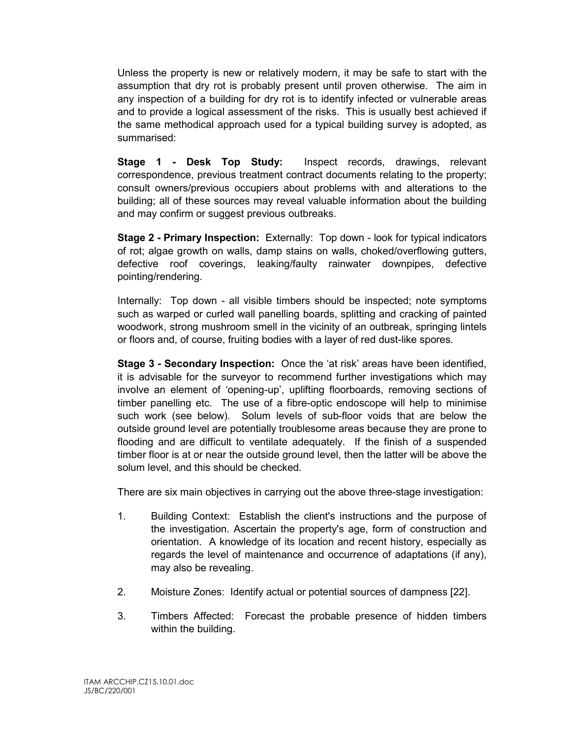Unless the property is new or relatively modern, it may be safe to start with the assumption that dry rot is probably present until proven otherwise. The aim in any inspection of a building for dry rot is to identify infected or vulnerable areas and to provide a logical assessment of the risks. This is usually best achieved if the same methodical approach used for a typical building survey is adopted, as summarised:

**Stage 1 - Desk Top Study:** Inspect records, drawings, relevant correspondence, previous treatment contract documents relating to the property; consult owners/previous occupiers about problems with and alterations to the building; all of these sources may reveal valuable information about the building and may confirm or suggest previous outbreaks.

**Stage 2 - Primary Inspection:** Externally: Top down - look for typical indicators of rot; algae growth on walls, damp stains on walls, choked/overflowing gutters, defective roof coverings, leaking/faulty rainwater downpipes, defective pointing/rendering.

Internally: Top down - all visible timbers should be inspected; note symptoms such as warped or curled wall panelling boards, splitting and cracking of painted woodwork, strong mushroom smell in the vicinity of an outbreak, springing lintels or floors and, of course, fruiting bodies with a layer of red dust-like spores.

**Stage 3 - Secondary Inspection:** Once the 'at risk' areas have been identified, it is advisable for the surveyor to recommend further investigations which may involve an element of 'opening-up', uplifting floorboards, removing sections of timber panelling etc. The use of a fibre-optic endoscope will help to minimise such work (see below). Solum levels of sub-floor voids that are below the outside ground level are potentially troublesome areas because they are prone to flooding and are difficult to ventilate adequately. If the finish of a suspended timber floor is at or near the outside ground level, then the latter will be above the solum level, and this should be checked.

There are six main objectives in carrying out the above three-stage investigation:

1. Building Context: Establish the client's instructions and the purpose of the investigation. Ascertain the property's age, form of construction and orientation. A knowledge of its location and recent history, especially as regards the level of maintenance and occurrence of adaptations (if any), may also be revealing.

2. Moisture Zones: Identify actual or potential sources of dampness [22].

3. Timbers Affected: Forecast the probable presence of hidden timbers within the building.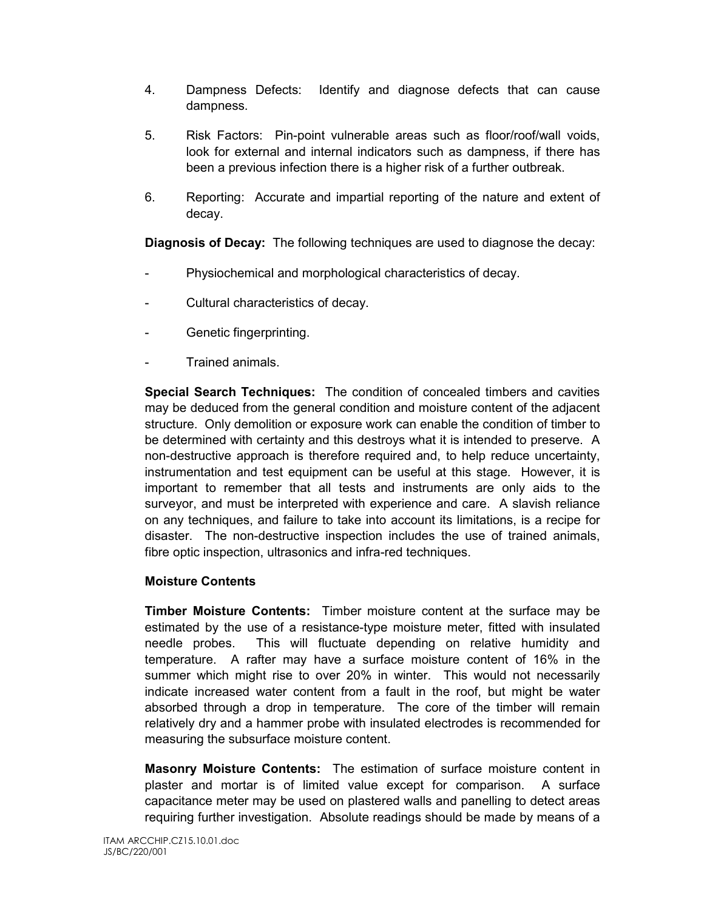4. Dampness Defects: Identify and diagnose defects that can cause dampness.

5. Risk Factors: Pin-point vulnerable areas such as floor/roof/wall voids, look for external and internal indicators such as dampness, if there has been a previous infection there is a higher risk of a further outbreak.

6. Reporting: Accurate and impartial reporting of the nature and extent of decay.

**Diagnosis of Decay:** The following techniques are used to diagnose the decay:

- Physiochemical and morphological characteristics of decay.
- Cultural characteristics of decay.
- Genetic fingerprinting.
- Trained animals.

**Special Search Techniques:** The condition of concealed timbers and cavities may be deduced from the general condition and moisture content of the adjacent structure. Only demolition or exposure work can enable the condition of timber to be determined with certainty and this destroys what it is intended to preserve. A non-destructive approach is therefore required and, to help reduce uncertainty, instrumentation and test equipment can be useful at this stage. However, it is important to remember that all tests and instruments are only aids to the surveyor, and must be interpreted with experience and care. A slavish reliance on any techniques, and failure to take into account its limitations, is a recipe for disaster. The non-destructive inspection includes the use of trained animals, fibre optic inspection, ultrasonics and infra-red techniques.

**Moisture Contents**

**Timber Moisture Contents:** Timber moisture content at the surface may be estimated by the use of a resistance-type moisture meter, fitted with insulated needle probes. This will fluctuate depending on relative humidity and temperature. A rafter may have a surface moisture content of 16% in the summer which might rise to over 20% in winter. This would not necessarily indicate increased water content from a fault in the roof, but might be water absorbed through a drop in temperature. The core of the timber will remain relatively dry and a hammer probe with insulated electrodes is recommended for measuring the subsurface moisture content.

**Masonry Moisture Contents:** The estimation of surface moisture content in plaster and mortar is of limited value except for comparison. A surface capacitance meter may be used on plastered walls and panelling to detect areas requiring further investigation. Absolute readings should be made by means of a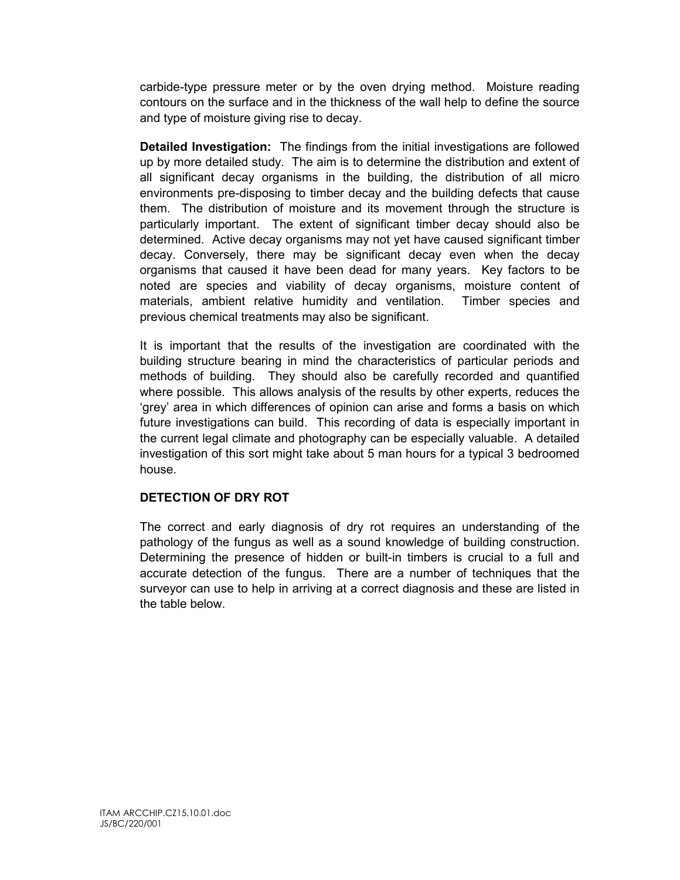carbide-type pressure meter or by the oven drying method. Moisture reading contours on the surface and in the thickness of the wall help to define the source and type of moisture giving rise to decay.

**Detailed Investigation:** The findings from the initial investigations are followed up by more detailed study. The aim is to determine the distribution and extent of all significant decay organisms in the building, the distribution of all micro environments pre-disposing to timber decay and the building defects that cause them. The distribution of moisture and its movement through the structure is particularly important. The extent of significant timber decay should also be determined. Active decay organisms may not yet have caused significant timber decay. Conversely, there may be significant decay even when the decay organisms that caused it have been dead for many years. Key factors to be noted are species and viability of decay organisms, moisture content of materials, ambient relative humidity and ventilation. Timber species and previous chemical treatments may also be significant.

It is important that the results of the investigation are coordinated with the building structure bearing in mind the characteristics of particular periods and methods of building. They should also be carefully recorded and quantified where possible. This allows analysis of the results by other experts, reduces the 'grey' area in which differences of opinion can arise and forms a basis on which future investigations can build. This recording of data is especially important in the current legal climate and photography can be especially valuable. A detailed investigation of this sort might take about 5 man hours for a typical 3 bedroomed house.

## DETECTION OF DRY ROT

The correct and early diagnosis of dry rot requires an understanding of the pathology of the fungus as well as a sound knowledge of building construction. Determining the presence of hidden or built-in timbers is crucial to a full and accurate detection of the fungus. There are a number of techniques that the surveyor can use to help in arriving at a correct diagnosis and these are listed in the table below.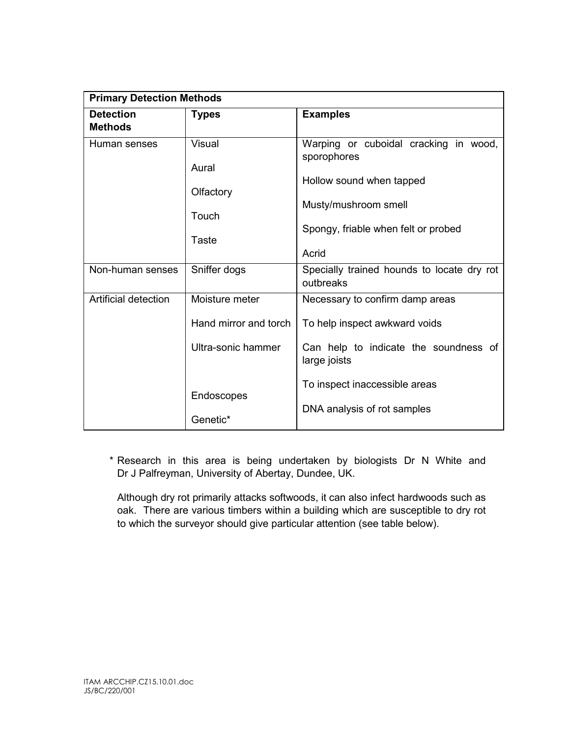| Primary Detection Methods | | |
|---|---|---|
| **Detection Methods** | **Types** | **Examples** |
| Human senses | Visual | Warping or cuboidal cracking in wood, sporophores |
| | Aural | Hollow sound when tapped |
| | Olfactory | Musty/mushroom smell |
| | Touch | Spongy, friable when felt or probed |
| | Taste | Acrid |
| Non-human senses | Sniffer dogs | Specially trained hounds to locate dry rot outbreaks |
| Artificial detection | Moisture meter | Necessary to confirm damp areas |
| | Hand mirror and torch | To help inspect awkward voids |
| | Ultra-sonic hammer | Can help to indicate the soundness of large joists |
| | Endoscopes | To inspect inaccessible areas |
| | Genetic* | DNA analysis of rot samples |

\* Research in this area is being undertaken by biologists Dr N White and Dr J Palfreyman, University of Abertay, Dundee, UK.

Although dry rot primarily attacks softwoods, it can also infect hardwoods such as oak. There are various timbers within a building which are susceptible to dry rot to which the surveyor should give particular attention (see table below).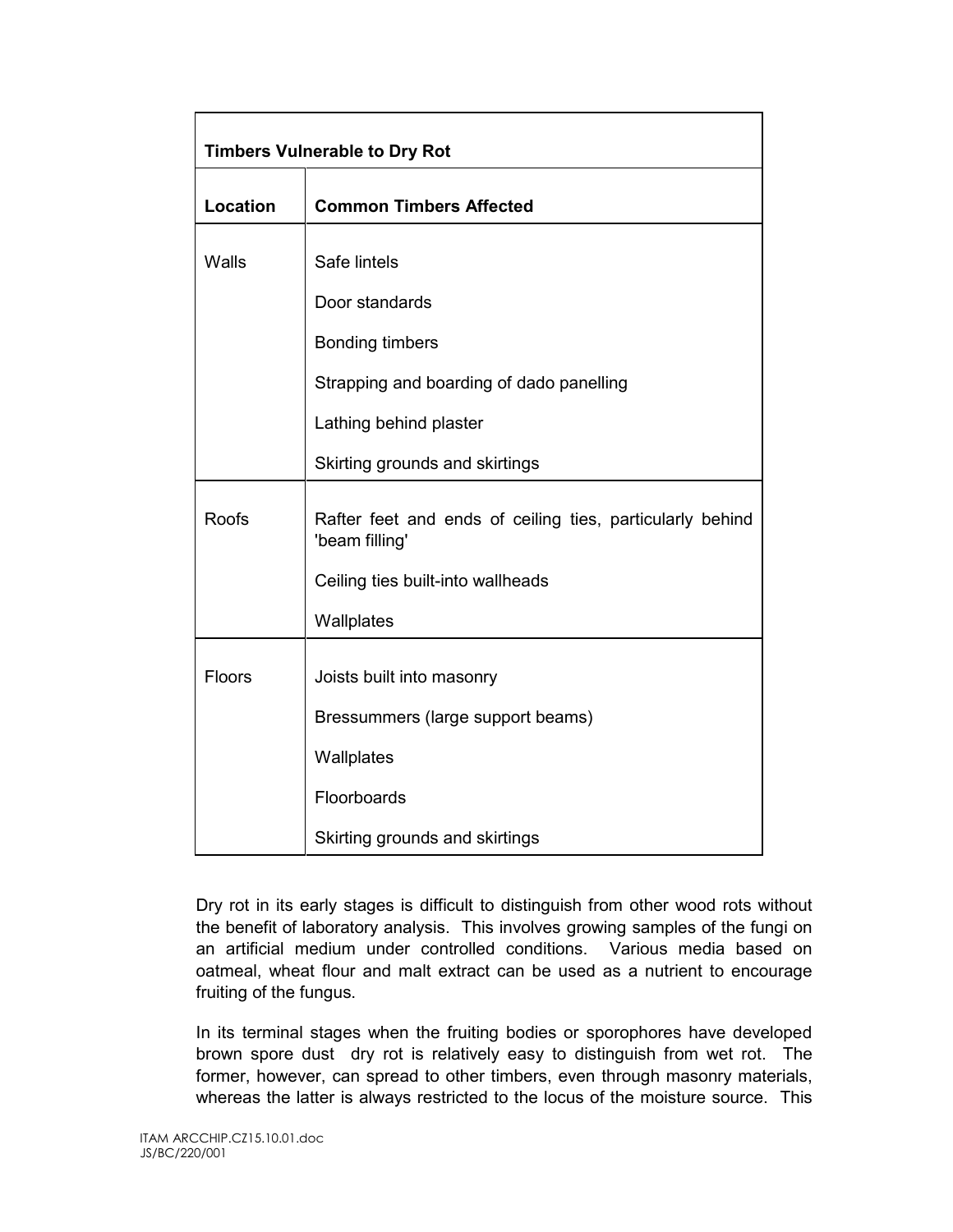| Timbers Vulnerable to Dry Rot | |
|---|---|
| **Location** | **Common Timbers Affected** |
| Walls | Safe lintels |
| | Door standards |
| | Bonding timbers |
| | Strapping and boarding of dado panelling |
| | Lathing behind plaster |
| | Skirting grounds and skirtings |
| Roofs | Rafter feet and ends of ceiling ties, particularly behind 'beam filling' |
| | Ceiling ties built-into wallheads |
| | Wallplates |
| Floors | Joists built into masonry |
| | Bressummers (large support beams) |
| | Wallplates |
| | Floorboards |
| | Skirting grounds and skirtings |

Dry rot in its early stages is difficult to distinguish from other wood rots without the benefit of laboratory analysis. This involves growing samples of the fungi on an artificial medium under controlled conditions. Various media based on oatmeal, wheat flour and malt extract can be used as a nutrient to encourage fruiting of the fungus.

In its terminal stages when the fruiting bodies or sporophores have developed brown spore dust dry rot is relatively easy to distinguish from wet rot. The former, however, can spread to other timbers, even through masonry materials, whereas the latter is always restricted to the locus of the moisture source. This

ITAM ARCCHIP.CZ15.10.01.doc
JS/BC/220/001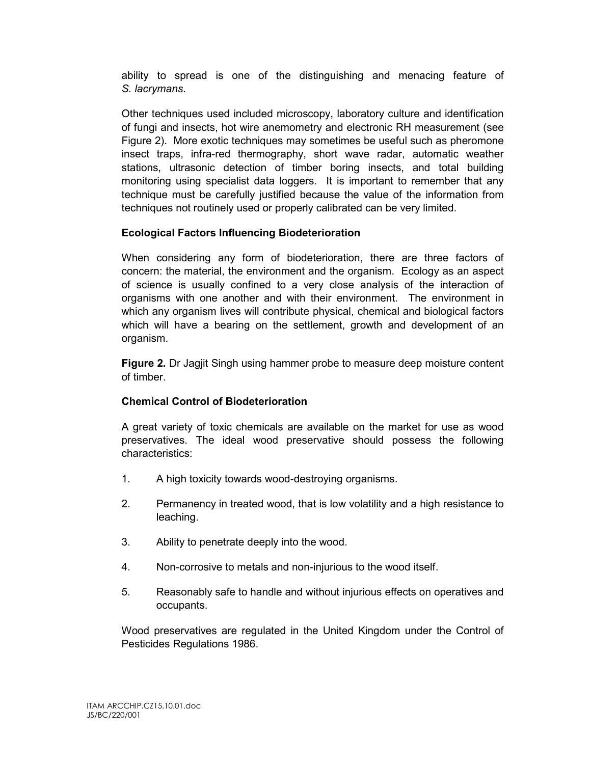ability to spread is one of the distinguishing and menacing feature of *S. lacrymans*.

Other techniques used included microscopy, laboratory culture and identification of fungi and insects, hot wire anemometry and electronic RH measurement (see Figure 2). More exotic techniques may sometimes be useful such as pheromone insect traps, infra-red thermography, short wave radar, automatic weather stations, ultrasonic detection of timber boring insects, and total building monitoring using specialist data loggers. It is important to remember that any technique must be carefully justified because the value of the information from techniques not routinely used or properly calibrated can be very limited.

### Ecological Factors Influencing Biodeterioration

When considering any form of biodeterioration, there are three factors of concern: the material, the environment and the organism. Ecology as an aspect of science is usually confined to a very close analysis of the interaction of organisms with one another and with their environment. The environment in which any organism lives will contribute physical, chemical and biological factors which will have a bearing on the settlement, growth and development of an organism.

**Figure 2.** Dr Jagjit Singh using hammer probe to measure deep moisture content of timber.

### Chemical Control of Biodeterioration

A great variety of toxic chemicals are available on the market for use as wood preservatives. The ideal wood preservative should possess the following characteristics:

1. A high toxicity towards wood-destroying organisms.
2. Permanency in treated wood, that is low volatility and a high resistance to leaching.
3. Ability to penetrate deeply into the wood.
4. Non-corrosive to metals and non-injurious to the wood itself.
5. Reasonably safe to handle and without injurious effects on operatives and occupants.

Wood preservatives are regulated in the United Kingdom under the Control of Pesticides Regulations 1986.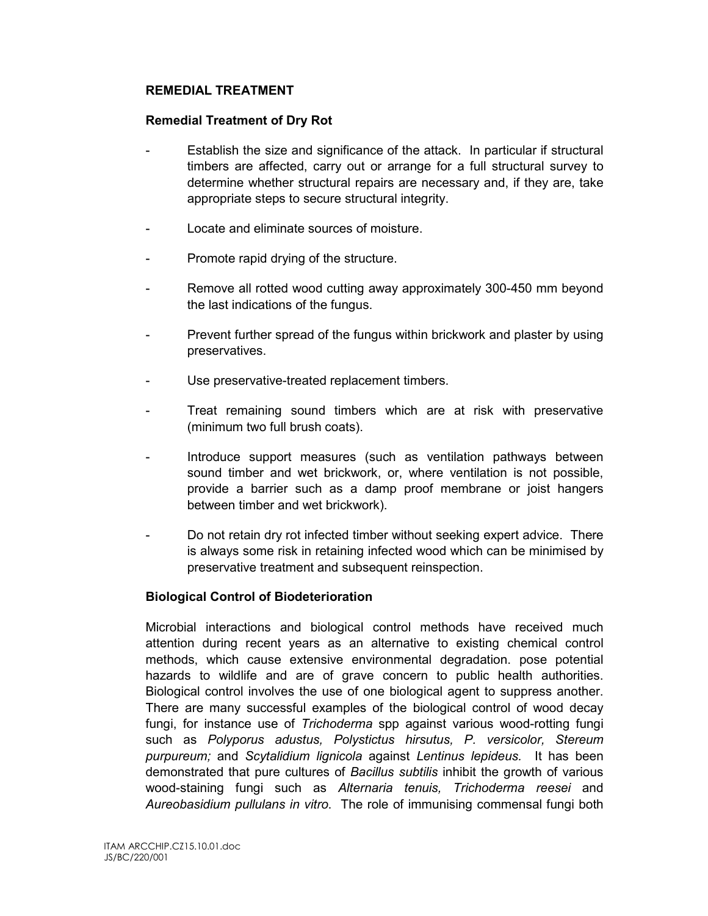## REMEDIAL TREATMENT

### Remedial Treatment of Dry Rot

- Establish the size and significance of the attack. In particular if structural timbers are affected, carry out or arrange for a full structural survey to determine whether structural repairs are necessary and, if they are, take appropriate steps to secure structural integrity.
- Locate and eliminate sources of moisture.
- Promote rapid drying of the structure.
- Remove all rotted wood cutting away approximately 300-450 mm beyond the last indications of the fungus.
- Prevent further spread of the fungus within brickwork and plaster by using preservatives.
- Use preservative-treated replacement timbers.
- Treat remaining sound timbers which are at risk with preservative (minimum two full brush coats).
- Introduce support measures (such as ventilation pathways between sound timber and wet brickwork, or, where ventilation is not possible, provide a barrier such as a damp proof membrane or joist hangers between timber and wet brickwork).
- Do not retain dry rot infected timber without seeking expert advice. There is always some risk in retaining infected wood which can be minimised by preservative treatment and subsequent reinspection.

### Biological Control of Biodeterioration

Microbial interactions and biological control methods have received much attention during recent years as an alternative to existing chemical control methods, which cause extensive environmental degradation. pose potential hazards to wildlife and are of grave concern to public health authorities. Biological control involves the use of one biological agent to suppress another. There are many successful examples of the biological control of wood decay fungi, for instance use of *Trichoderma* spp against various wood-rotting fungi such as *Polyporus adustus, Polystictus hirsutus, P. versicolor, Stereum purpureum;* and *Scytalidium lignicola* against *Lentinus lepideus.* It has been demonstrated that pure cultures of *Bacillus subtilis* inhibit the growth of various wood-staining fungi such as *Alternaria tenuis, Trichoderma reesei* and *Aureobasidium pullulans in vitro*. The role of immunising commensal fungi both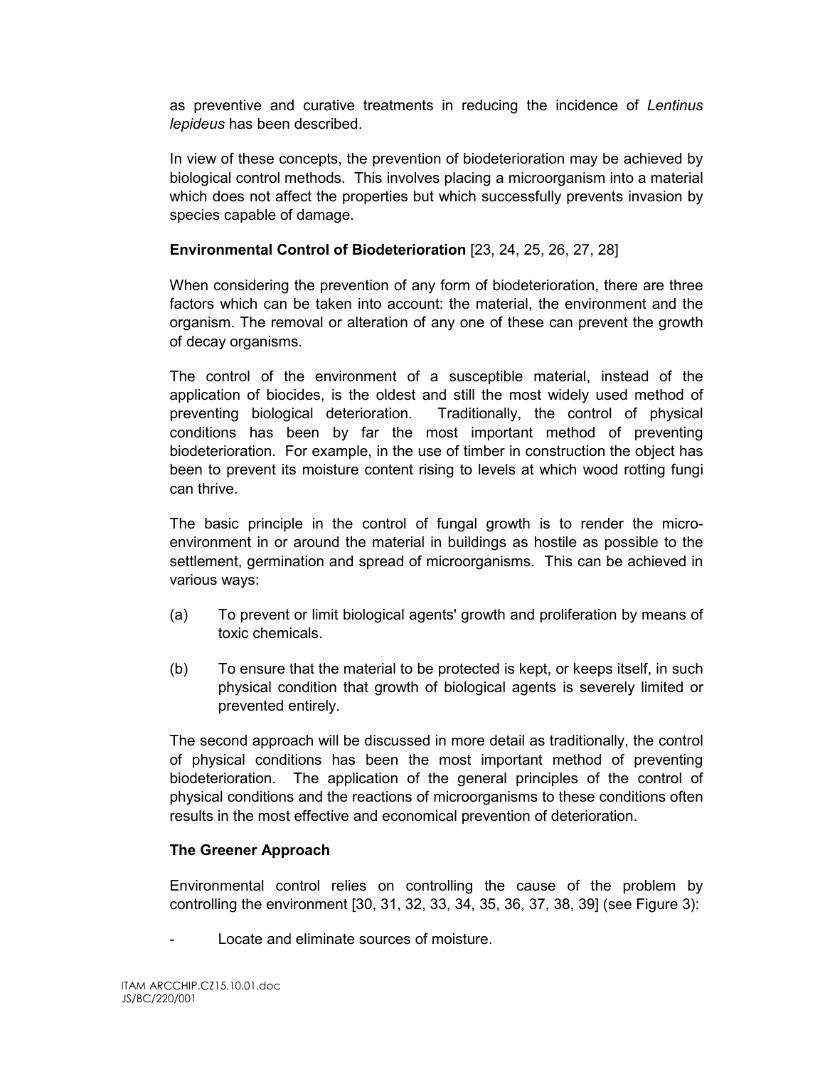as preventive and curative treatments in reducing the incidence of *Lentinus lepideus* has been described.

In view of these concepts, the prevention of biodeterioration may be achieved by biological control methods. This involves placing a microorganism into a material which does not affect the properties but which successfully prevents invasion by species capable of damage.

**Environmental Control of Biodeterioration** [23, 24, 25, 26, 27, 28]

When considering the prevention of any form of biodeterioration, there are three factors which can be taken into account: the material, the environment and the organism. The removal or alteration of any one of these can prevent the growth of decay organisms.

The control of the environment of a susceptible material, instead of the application of biocides, is the oldest and still the most widely used method of preventing biological deterioration. Traditionally, the control of physical conditions has been by far the most important method of preventing biodeterioration. For example, in the use of timber in construction the object has been to prevent its moisture content rising to levels at which wood rotting fungi can thrive.

The basic principle in the control of fungal growth is to render the micro-environment in or around the material in buildings as hostile as possible to the settlement, germination and spread of microorganisms. This can be achieved in various ways:

(a) To prevent or limit biological agents' growth and proliferation by means of toxic chemicals.

(b) To ensure that the material to be protected is kept, or keeps itself, in such physical condition that growth of biological agents is severely limited or prevented entirely.

The second approach will be discussed in more detail as traditionally, the control of physical conditions has been the most important method of preventing biodeterioration. The application of the general principles of the control of physical conditions and the reactions of microorganisms to these conditions often results in the most effective and economical prevention of deterioration.

**The Greener Approach**

Environmental control relies on controlling the cause of the problem by controlling the environment [30, 31, 32, 33, 34, 35, 36, 37, 38, 39] (see Figure 3):

- Locate and eliminate sources of moisture.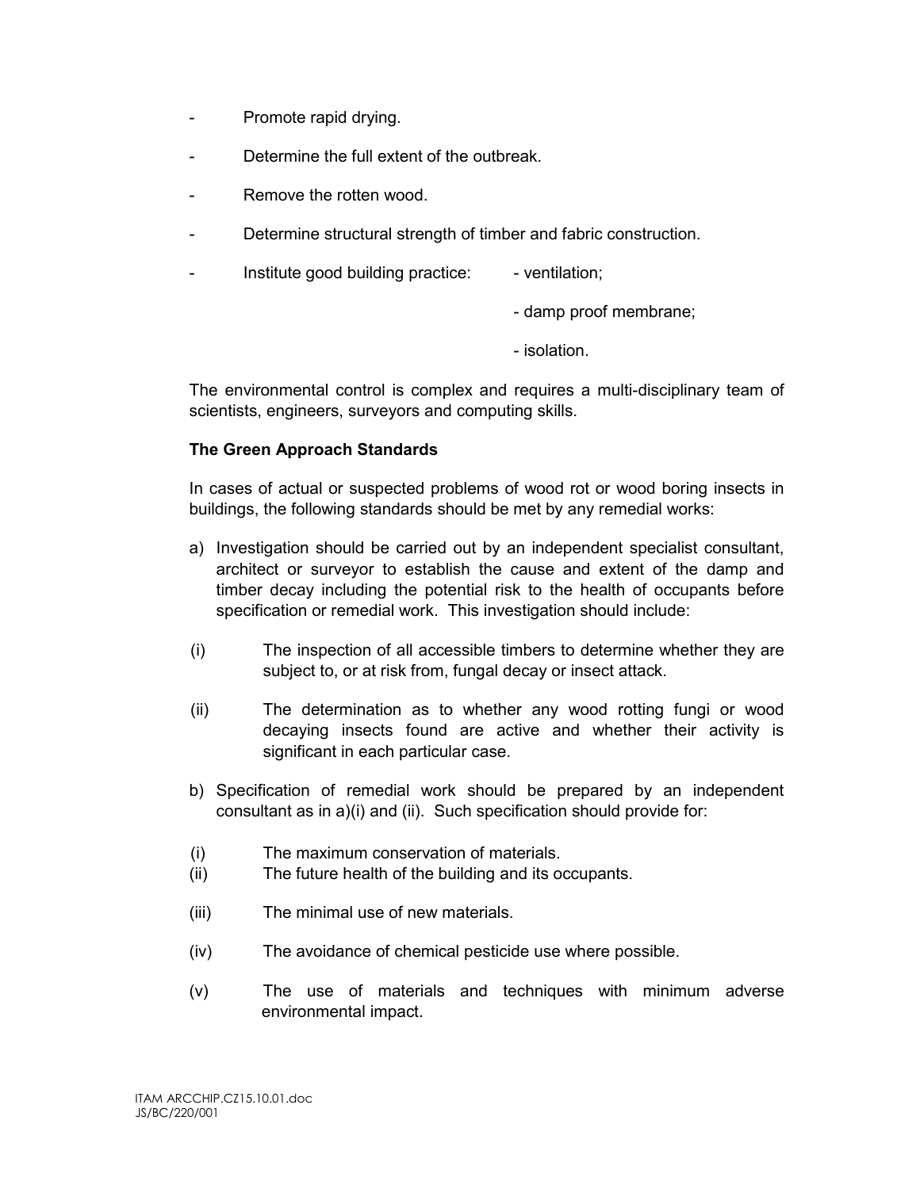- Promote rapid drying.
- Determine the full extent of the outbreak.
- Remove the rotten wood.
- Determine structural strength of timber and fabric construction.
- Institute good building practice:
  - ventilation;
  - damp proof membrane;
  - isolation.

The environmental control is complex and requires a multi-disciplinary team of scientists, engineers, surveyors and computing skills.

**The Green Approach Standards**

In cases of actual or suspected problems of wood rot or wood boring insects in buildings, the following standards should be met by any remedial works:

a) Investigation should be carried out by an independent specialist consultant, architect or surveyor to establish the cause and extent of the damp and timber decay including the potential risk to the health of occupants before specification or remedial work. This investigation should include:

(i) The inspection of all accessible timbers to determine whether they are subject to, or at risk from, fungal decay or insect attack.

(ii) The determination as to whether any wood rotting fungi or wood decaying insects found are active and whether their activity is significant in each particular case.

b) Specification of remedial work should be prepared by an independent consultant as in a)(i) and (ii). Such specification should provide for:

(i) The maximum conservation of materials.
(ii) The future health of the building and its occupants.

(iii) The minimal use of new materials.

(iv) The avoidance of chemical pesticide use where possible.

(v) The use of materials and techniques with minimum adverse environmental impact.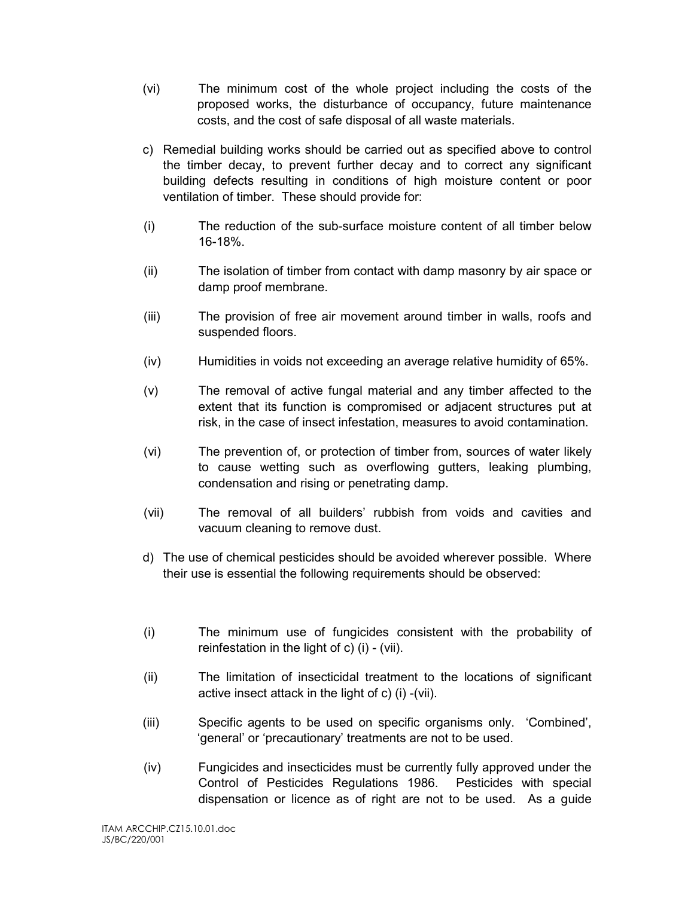(vi) The minimum cost of the whole project including the costs of the proposed works, the disturbance of occupancy, future maintenance costs, and the cost of safe disposal of all waste materials.

c) Remedial building works should be carried out as specified above to control the timber decay, to prevent further decay and to correct any significant building defects resulting in conditions of high moisture content or poor ventilation of timber. These should provide for:

(i) The reduction of the sub-surface moisture content of all timber below 16-18%.

(ii) The isolation of timber from contact with damp masonry by air space or damp proof membrane.

(iii) The provision of free air movement around timber in walls, roofs and suspended floors.

(iv) Humidities in voids not exceeding an average relative humidity of 65%.

(v) The removal of active fungal material and any timber affected to the extent that its function is compromised or adjacent structures put at risk, in the case of insect infestation, measures to avoid contamination.

(vi) The prevention of, or protection of timber from, sources of water likely to cause wetting such as overflowing gutters, leaking plumbing, condensation and rising or penetrating damp.

(vii) The removal of all builders' rubbish from voids and cavities and vacuum cleaning to remove dust.

d) The use of chemical pesticides should be avoided wherever possible. Where their use is essential the following requirements should be observed:

(i) The minimum use of fungicides consistent with the probability of reinfestation in the light of c) (i) - (vii).

(ii) The limitation of insecticidal treatment to the locations of significant active insect attack in the light of c) (i) -(vii).

(iii) Specific agents to be used on specific organisms only. 'Combined', 'general' or 'precautionary' treatments are not to be used.

(iv) Fungicides and insecticides must be currently fully approved under the Control of Pesticides Regulations 1986. Pesticides with special dispensation or licence as of right are not to be used. As a guide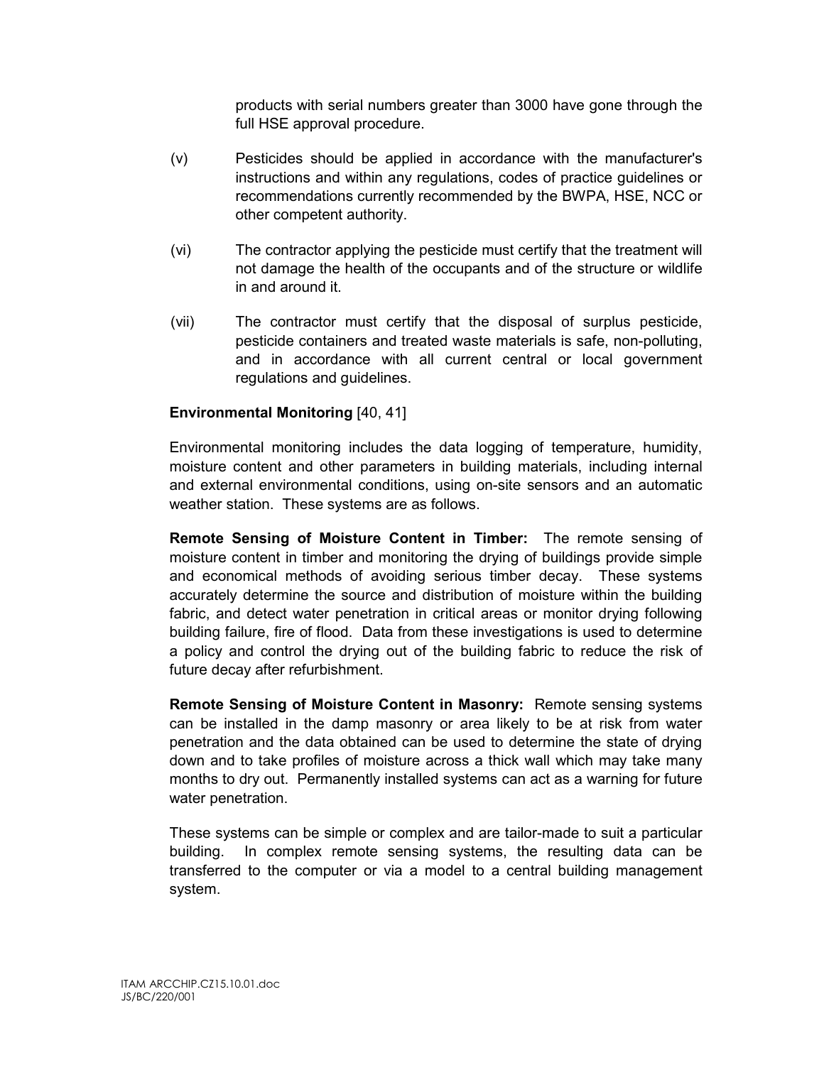products with serial numbers greater than 3000 have gone through the full HSE approval procedure.

(v) Pesticides should be applied in accordance with the manufacturer's instructions and within any regulations, codes of practice guidelines or recommendations currently recommended by the BWPA, HSE, NCC or other competent authority.

(vi) The contractor applying the pesticide must certify that the treatment will not damage the health of the occupants and of the structure or wildlife in and around it.

(vii) The contractor must certify that the disposal of surplus pesticide, pesticide containers and treated waste materials is safe, non-polluting, and in accordance with all current central or local government regulations and guidelines.

**Environmental Monitoring** [40, 41]

Environmental monitoring includes the data logging of temperature, humidity, moisture content and other parameters in building materials, including internal and external environmental conditions, using on-site sensors and an automatic weather station. These systems are as follows.

**Remote Sensing of Moisture Content in Timber:** The remote sensing of moisture content in timber and monitoring the drying of buildings provide simple and economical methods of avoiding serious timber decay. These systems accurately determine the source and distribution of moisture within the building fabric, and detect water penetration in critical areas or monitor drying following building failure, fire of flood. Data from these investigations is used to determine a policy and control the drying out of the building fabric to reduce the risk of future decay after refurbishment.

**Remote Sensing of Moisture Content in Masonry:** Remote sensing systems can be installed in the damp masonry or area likely to be at risk from water penetration and the data obtained can be used to determine the state of drying down and to take profiles of moisture across a thick wall which may take many months to dry out. Permanently installed systems can act as a warning for future water penetration.

These systems can be simple or complex and are tailor-made to suit a particular building. In complex remote sensing systems, the resulting data can be transferred to the computer or via a model to a central building management system.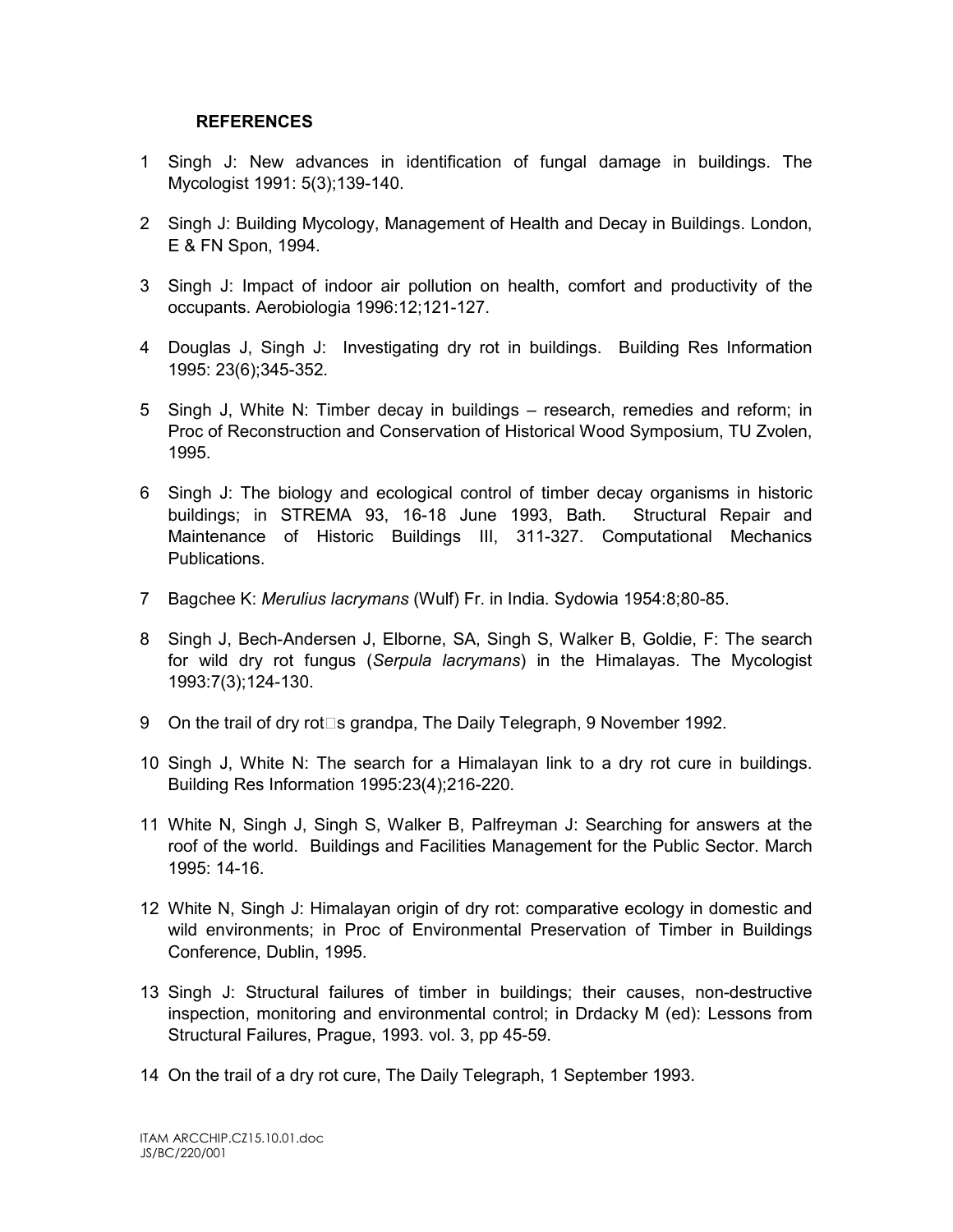## REFERENCES

1 Singh J: New advances in identification of fungal damage in buildings. The Mycologist 1991: 5(3);139-140.

2 Singh J: Building Mycology, Management of Health and Decay in Buildings. London, E & FN Spon, 1994.

3 Singh J: Impact of indoor air pollution on health, comfort and productivity of the occupants. Aerobiologia 1996:12;121-127.

4 Douglas J, Singh J: Investigating dry rot in buildings. Building Res Information 1995: 23(6);345-352.

5 Singh J, White N: Timber decay in buildings – research, remedies and reform; in Proc of Reconstruction and Conservation of Historical Wood Symposium, TU Zvolen, 1995.

6 Singh J: The biology and ecological control of timber decay organisms in historic buildings; in STREMA 93, 16-18 June 1993, Bath. Structural Repair and Maintenance of Historic Buildings III, 311-327. Computational Mechanics Publications.

7 Bagchee K: *Merulius lacrymans* (Wulf) Fr. in India. Sydowia 1954:8;80-85.

8 Singh J, Bech-Andersen J, Elborne, SA, Singh S, Walker B, Goldie, F: The search for wild dry rot fungus (*Serpula lacrymans*) in the Himalayas. The Mycologist 1993:7(3);124-130.

9 On the trail of dry rot's grandpa, The Daily Telegraph, 9 November 1992.

10 Singh J, White N: The search for a Himalayan link to a dry rot cure in buildings. Building Res Information 1995:23(4);216-220.

11 White N, Singh J, Singh S, Walker B, Palfreyman J: Searching for answers at the roof of the world. Buildings and Facilities Management for the Public Sector. March 1995: 14-16.

12 White N, Singh J: Himalayan origin of dry rot: comparative ecology in domestic and wild environments; in Proc of Environmental Preservation of Timber in Buildings Conference, Dublin, 1995.

13 Singh J: Structural failures of timber in buildings; their causes, non-destructive inspection, monitoring and environmental control; in Drdacky M (ed): Lessons from Structural Failures, Prague, 1993. vol. 3, pp 45-59.

14 On the trail of a dry rot cure, The Daily Telegraph, 1 September 1993.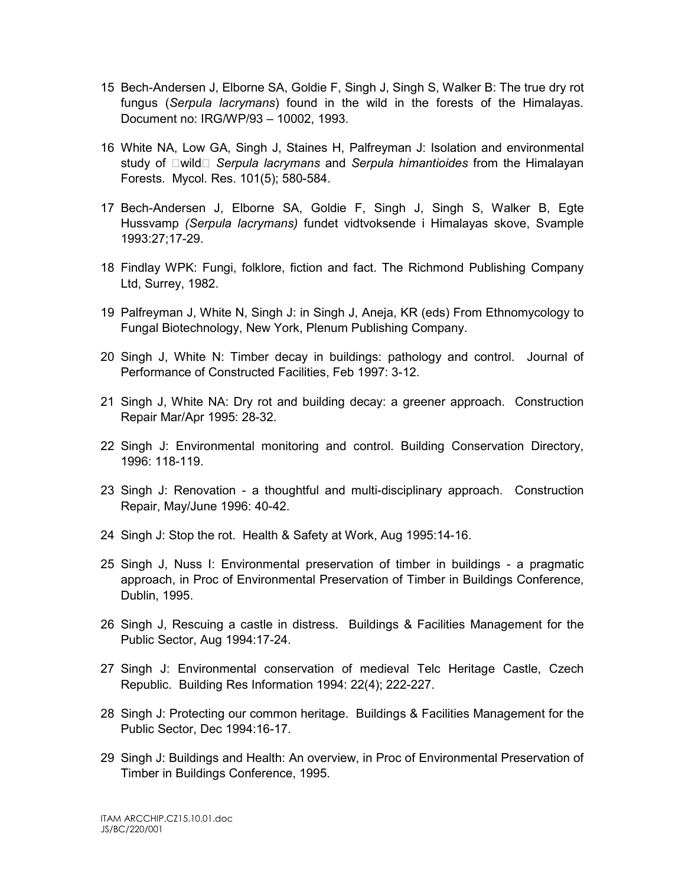15 Bech-Andersen J, Elborne SA, Goldie F, Singh J, Singh S, Walker B: The true dry rot fungus (*Serpula lacrymans*) found in the wild in the forests of the Himalayas. Document no: IRG/WP/93 – 10002, 1993.

16 White NA, Low GA, Singh J, Staines H, Palfreyman J: Isolation and environmental study of wild *Serpula lacrymans* and *Serpula himantioides* from the Himalayan Forests. Mycol. Res. 101(5); 580-584.

17 Bech-Andersen J, Elborne SA, Goldie F, Singh J, Singh S, Walker B, Egte Hussvamp *(Serpula lacrymans)* fundet vidtvoksende i Himalayas skove, Svample 1993:27;17-29.

18 Findlay WPK: Fungi, folklore, fiction and fact. The Richmond Publishing Company Ltd, Surrey, 1982.

19 Palfreyman J, White N, Singh J: in Singh J, Aneja, KR (eds) From Ethnomycology to Fungal Biotechnology, New York, Plenum Publishing Company.

20 Singh J, White N: Timber decay in buildings: pathology and control. Journal of Performance of Constructed Facilities, Feb 1997: 3-12.

21 Singh J, White NA: Dry rot and building decay: a greener approach. Construction Repair Mar/Apr 1995: 28-32.

22 Singh J: Environmental monitoring and control. Building Conservation Directory, 1996: 118-119.

23 Singh J: Renovation - a thoughtful and multi-disciplinary approach. Construction Repair, May/June 1996: 40-42.

24 Singh J: Stop the rot. Health & Safety at Work, Aug 1995:14-16.

25 Singh J, Nuss I: Environmental preservation of timber in buildings - a pragmatic approach, in Proc of Environmental Preservation of Timber in Buildings Conference, Dublin, 1995.

26 Singh J, Rescuing a castle in distress. Buildings & Facilities Management for the Public Sector, Aug 1994:17-24.

27 Singh J: Environmental conservation of medieval Telc Heritage Castle, Czech Republic. Building Res Information 1994: 22(4); 222-227.

28 Singh J: Protecting our common heritage. Buildings & Facilities Management for the Public Sector, Dec 1994:16-17.

29 Singh J: Buildings and Health: An overview, in Proc of Environmental Preservation of Timber in Buildings Conference, 1995.

ITAM ARCCHIP.CZ15.10.01.doc
JS/BC/220/001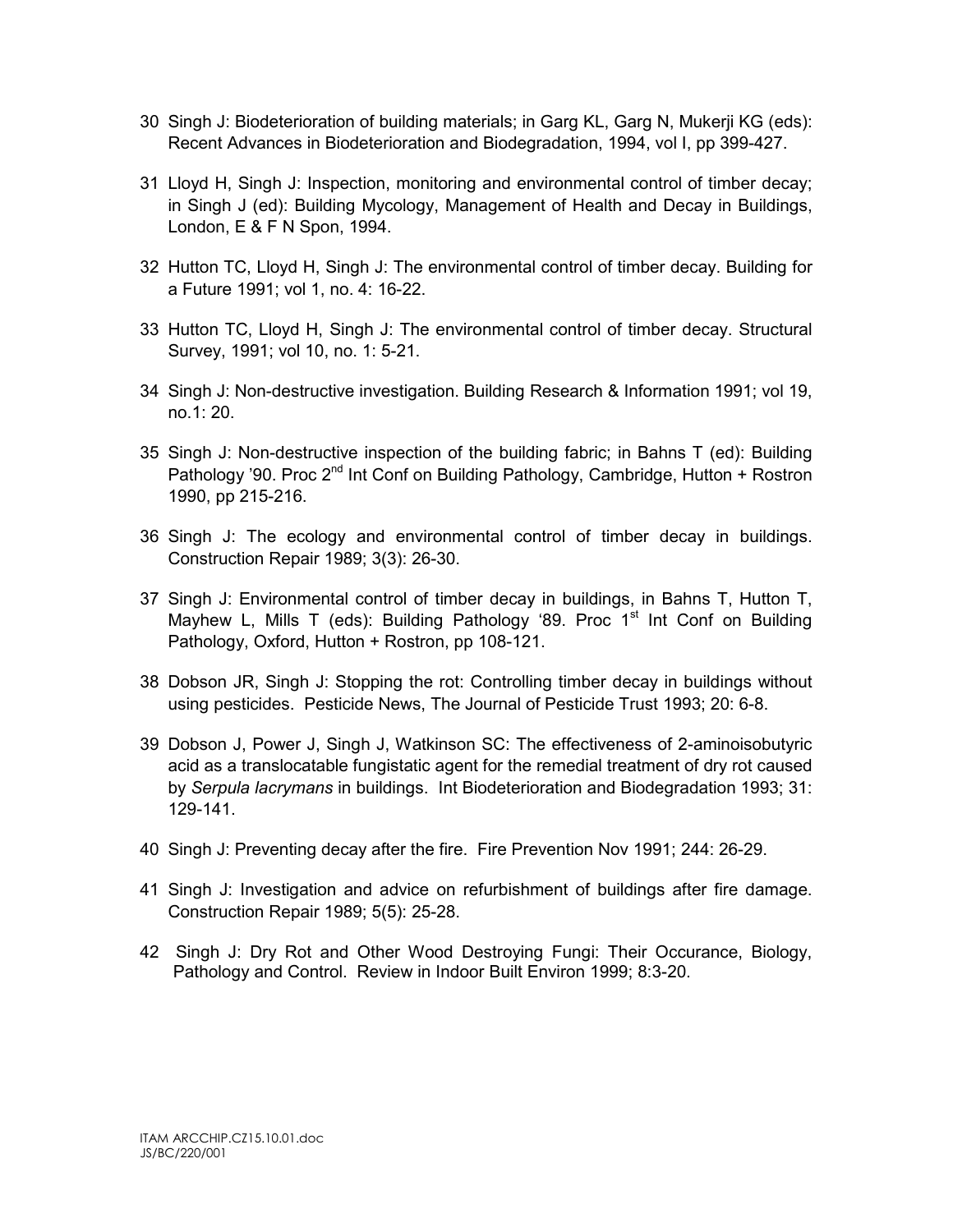30 Singh J: Biodeterioration of building materials; in Garg KL, Garg N, Mukerji KG (eds): Recent Advances in Biodeterioration and Biodegradation, 1994, vol I, pp 399-427.

31 Lloyd H, Singh J: Inspection, monitoring and environmental control of timber decay; in Singh J (ed): Building Mycology, Management of Health and Decay in Buildings, London, E & F N Spon, 1994.

32 Hutton TC, Lloyd H, Singh J: The environmental control of timber decay. Building for a Future 1991; vol 1, no. 4: 16-22.

33 Hutton TC, Lloyd H, Singh J: The environmental control of timber decay. Structural Survey, 1991; vol 10, no. 1: 5-21.

34 Singh J: Non-destructive investigation. Building Research & Information 1991; vol 19, no.1: 20.

35 Singh J: Non-destructive inspection of the building fabric; in Bahns T (ed): Building Pathology '90. Proc 2nd Int Conf on Building Pathology, Cambridge, Hutton + Rostron 1990, pp 215-216.

36 Singh J: The ecology and environmental control of timber decay in buildings. Construction Repair 1989; 3(3): 26-30.

37 Singh J: Environmental control of timber decay in buildings, in Bahns T, Hutton T, Mayhew L, Mills T (eds): Building Pathology '89. Proc 1st Int Conf on Building Pathology, Oxford, Hutton + Rostron, pp 108-121.

38 Dobson JR, Singh J: Stopping the rot: Controlling timber decay in buildings without using pesticides. Pesticide News, The Journal of Pesticide Trust 1993; 20: 6-8.

39 Dobson J, Power J, Singh J, Watkinson SC: The effectiveness of 2-aminoisobutyric acid as a translocatable fungistatic agent for the remedial treatment of dry rot caused by *Serpula lacrymans* in buildings. Int Biodeterioration and Biodegradation 1993; 31: 129-141.

40 Singh J: Preventing decay after the fire. Fire Prevention Nov 1991; 244: 26-29.

41 Singh J: Investigation and advice on refurbishment of buildings after fire damage. Construction Repair 1989; 5(5): 25-28.

42 Singh J: Dry Rot and Other Wood Destroying Fungi: Their Occurance, Biology, Pathology and Control. Review in Indoor Built Environ 1999; 8:3-20.

ITAM ARCCHIP.CZ15.10.01.doc
JS/BC/220/001